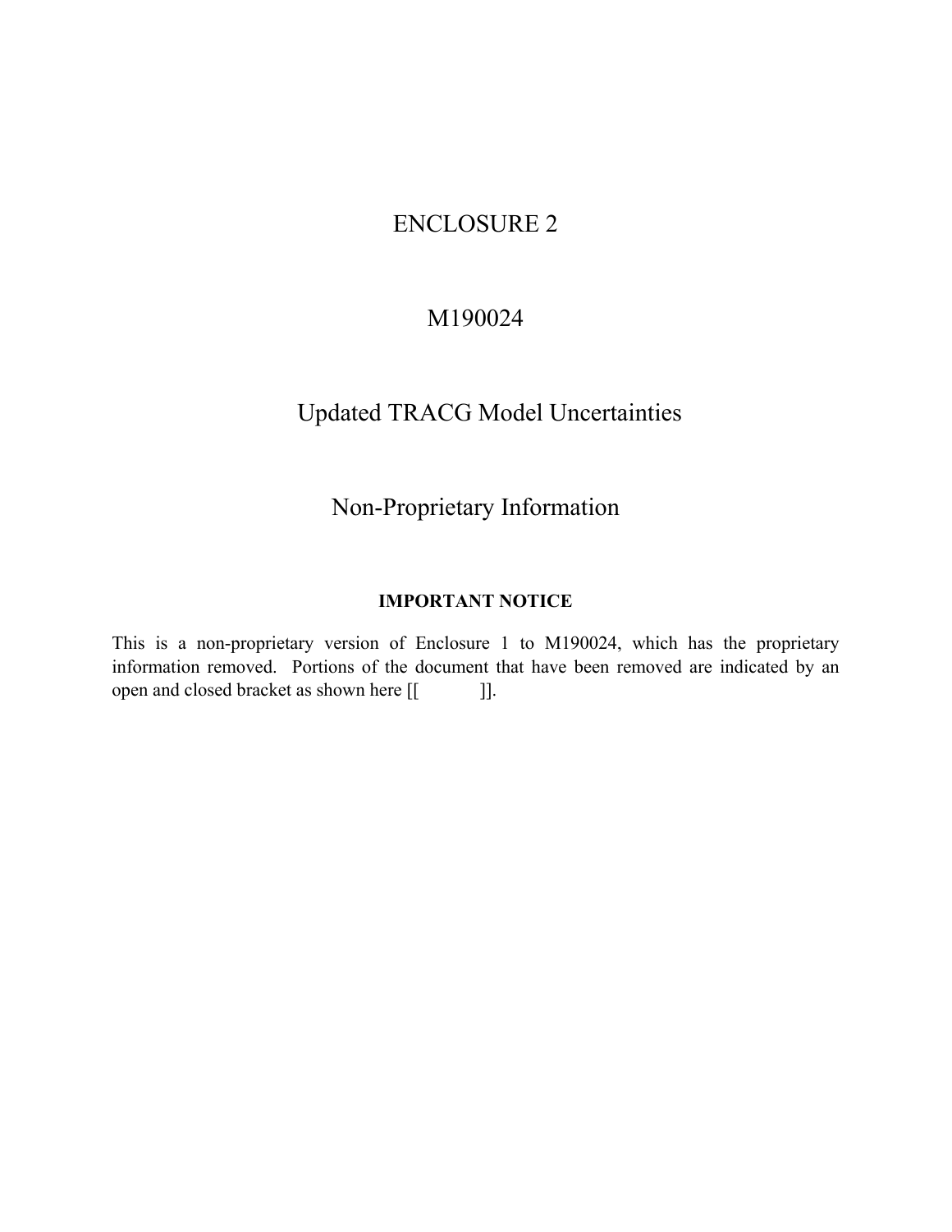# ENCLOSURE 2

# M190024

# Updated TRACG Model Uncertainties

# Non-Proprietary Information

**IMPORTANT NOTICE**

This is a non-proprietary version of Enclosure 1 to M190024, which has the proprietary information removed. Portions of the document that have been removed are indicated by an open and closed bracket as shown here [[ ]].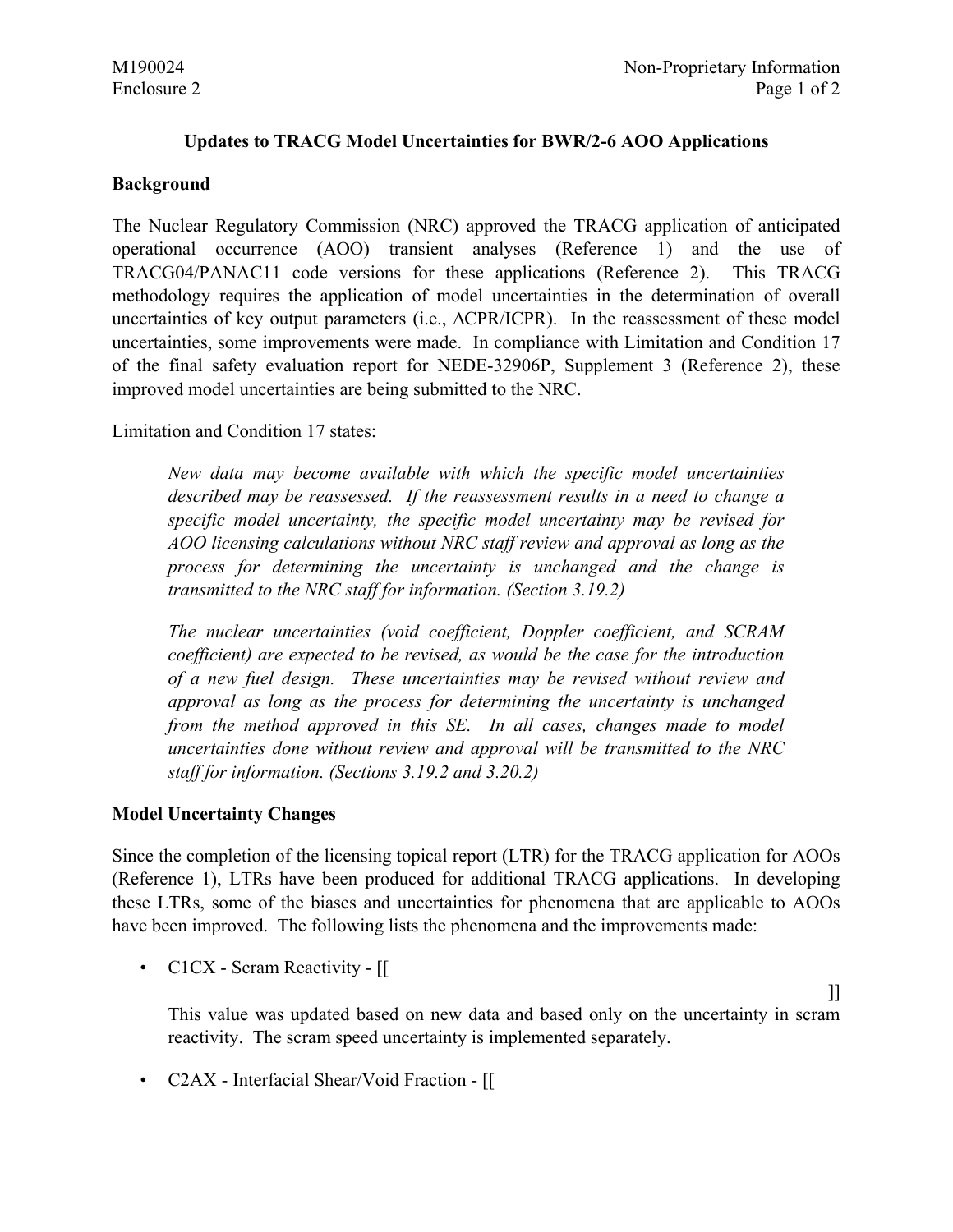## Updates to TRACG Model Uncertainties for BWR/2-6 AOO Applications

### Background

The Nuclear Regulatory Commission (NRC) approved the TRACG application of anticipated operational occurrence (AOO) transient analyses (Reference 1) and the use of TRACG04/PANAC11 code versions for these applications (Reference 2). This TRACG methodology requires the application of model uncertainties in the determination of overall uncertainties of key output parameters (i.e., ΔCPR/ICPR). In the reassessment of these model uncertainties, some improvements were made. In compliance with Limitation and Condition 17 of the final safety evaluation report for NEDE-32906P, Supplement 3 (Reference 2), these improved model uncertainties are being submitted to the NRC.

Limitation and Condition 17 states:

> *New data may become available with which the specific model uncertainties described may be reassessed. If the reassessment results in a need to change a specific model uncertainty, the specific model uncertainty may be revised for AOO licensing calculations without NRC staff review and approval as long as the process for determining the uncertainty is unchanged and the change is transmitted to the NRC staff for information. (Section 3.19.2)*
>
> *The nuclear uncertainties (void coefficient, Doppler coefficient, and SCRAM coefficient) are expected to be revised, as would be the case for the introduction of a new fuel design. These uncertainties may be revised without review and approval as long as the process for determining the uncertainty is unchanged from the method approved in this SE. In all cases, changes made to model uncertainties done without review and approval will be transmitted to the NRC staff for information. (Sections 3.19.2 and 3.20.2)*

### Model Uncertainty Changes

Since the completion of the licensing topical report (LTR) for the TRACG application for AOOs (Reference 1), LTRs have been produced for additional TRACG applications. In developing these LTRs, some of the biases and uncertainties for phenomena that are applicable to AOOs have been improved. The following lists the phenomena and the improvements made:

- C1CX - Scram Reactivity - [[ ]]

  This value was updated based on new data and based only on the uncertainty in scram reactivity. The scram speed uncertainty is implemented separately.

- C2AX - Interfacial Shear/Void Fraction - [[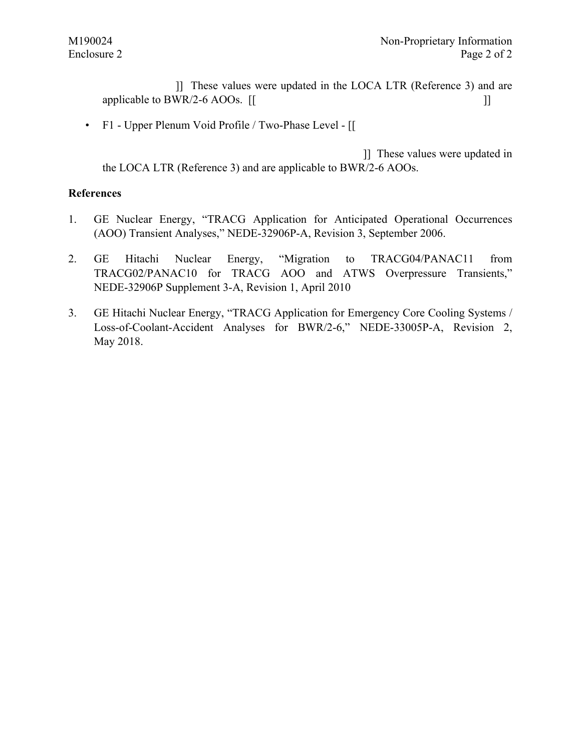]]  These values were updated in the LOCA LTR (Reference 3) and are applicable to BWR/2-6 AOOs.  [[ ]]

- F1 - Upper Plenum Void Profile / Two-Phase Level - [[

  ]]  These values were updated in the LOCA LTR (Reference 3) and are applicable to BWR/2-6 AOOs.

**References**

1. GE Nuclear Energy, "TRACG Application for Anticipated Operational Occurrences (AOO) Transient Analyses," NEDE-32906P-A, Revision 3, September 2006.

2. GE Hitachi Nuclear Energy, "Migration to TRACG04/PANAC11 from TRACG02/PANAC10 for TRACG AOO and ATWS Overpressure Transients," NEDE-32906P Supplement 3-A, Revision 1, April 2010

3. GE Hitachi Nuclear Energy, "TRACG Application for Emergency Core Cooling Systems / Loss-of-Coolant-Accident Analyses for BWR/2-6," NEDE-33005P-A, Revision 2, May 2018.